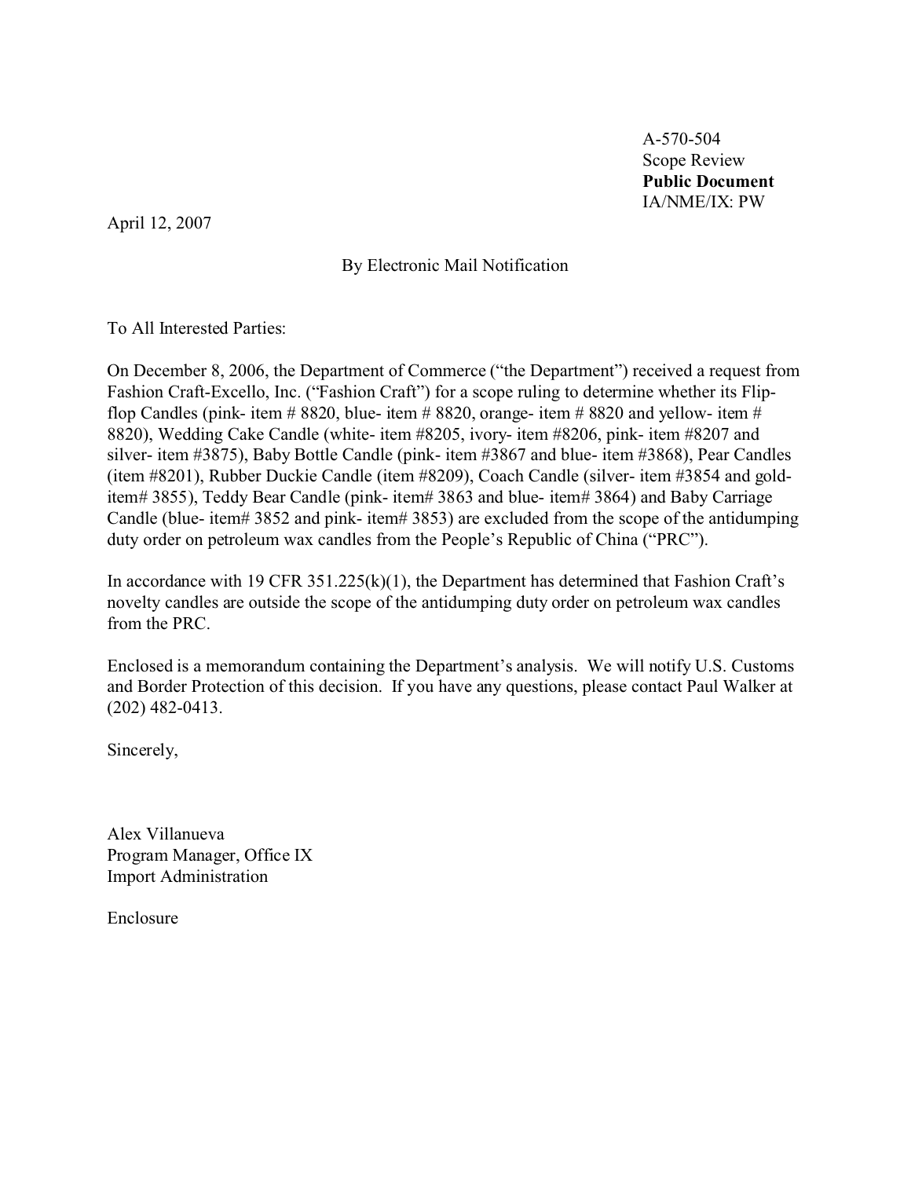A-570-504
Scope Review
**Public Document**
IA/NME/IX: PW

April 12, 2007

By Electronic Mail Notification

To All Interested Parties:

On December 8, 2006, the Department of Commerce ("the Department") received a request from Fashion Craft-Excello, Inc. ("Fashion Craft") for a scope ruling to determine whether its Flip-flop Candles (pink- item # 8820, blue- item # 8820, orange- item # 8820 and yellow- item # 8820), Wedding Cake Candle (white- item #8205, ivory- item #8206, pink- item #8207 and silver- item #3875), Baby Bottle Candle (pink- item #3867 and blue- item #3868), Pear Candles (item #8201), Rubber Duckie Candle (item #8209), Coach Candle (silver- item #3854 and gold- item# 3855), Teddy Bear Candle (pink- item# 3863 and blue- item# 3864) and Baby Carriage Candle (blue- item# 3852 and pink- item# 3853) are excluded from the scope of the antidumping duty order on petroleum wax candles from the People's Republic of China ("PRC").

In accordance with 19 CFR 351.225(k)(1), the Department has determined that Fashion Craft's novelty candles are outside the scope of the antidumping duty order on petroleum wax candles from the PRC.

Enclosed is a memorandum containing the Department's analysis. We will notify U.S. Customs and Border Protection of this decision. If you have any questions, please contact Paul Walker at (202) 482-0413.

Sincerely,

Alex Villanueva
Program Manager, Office IX
Import Administration

Enclosure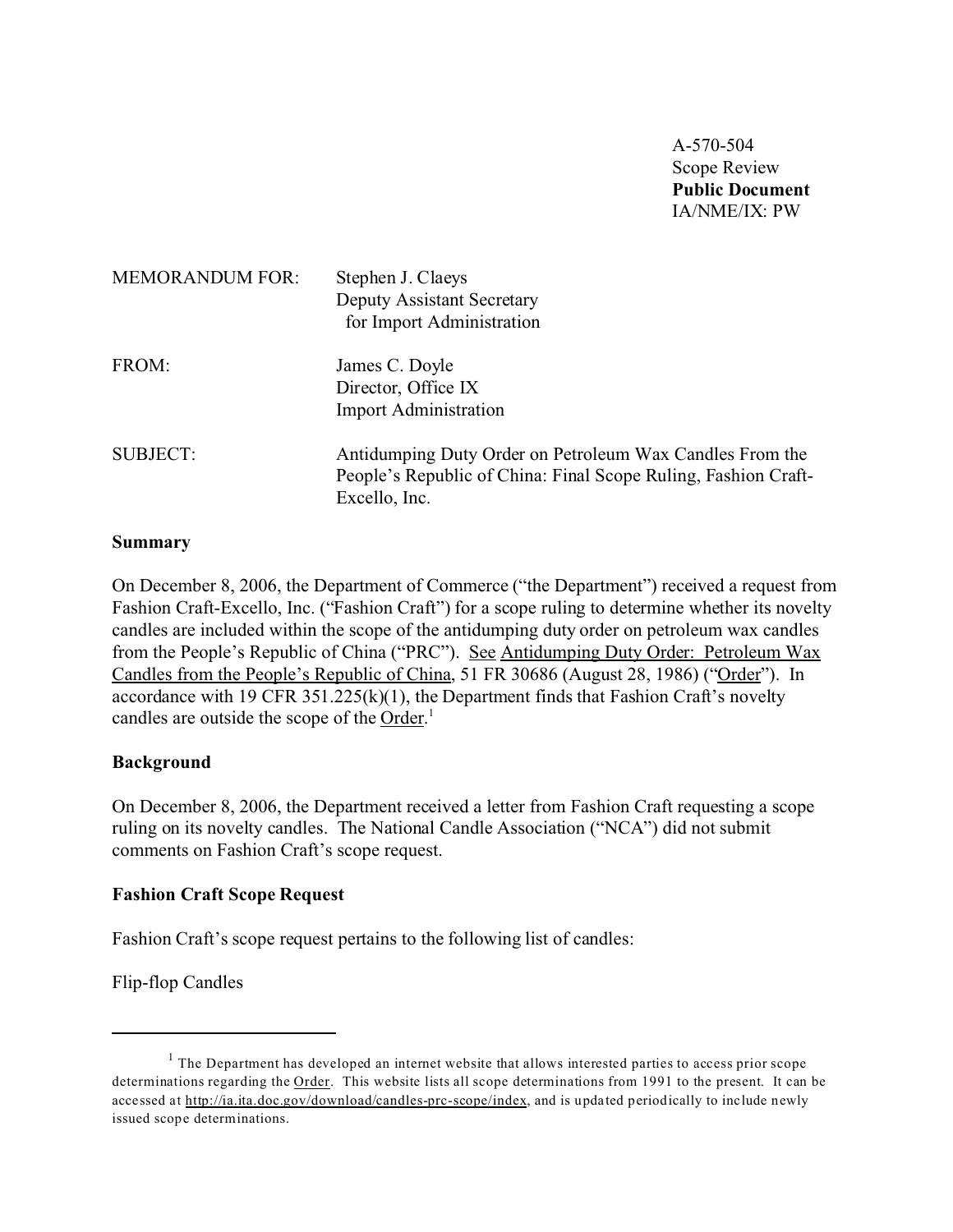A-570-504
Scope Review
**Public Document**
IA/NME/IX: PW

MEMORANDUM FOR: Stephen J. Claeys
Deputy Assistant Secretary
for Import Administration

FROM: James C. Doyle
Director, Office IX
Import Administration

SUBJECT: Antidumping Duty Order on Petroleum Wax Candles From the People's Republic of China: Final Scope Ruling, Fashion Craft-Excello, Inc.

**Summary**

On December 8, 2006, the Department of Commerce ("the Department") received a request from Fashion Craft-Excello, Inc. ("Fashion Craft") for a scope ruling to determine whether its novelty candles are included within the scope of the antidumping duty order on petroleum wax candles from the People's Republic of China ("PRC"). See Antidumping Duty Order: Petroleum Wax Candles from the People's Republic of China, 51 FR 30686 (August 28, 1986) ("Order"). In accordance with 19 CFR 351.225(k)(1), the Department finds that Fashion Craft's novelty candles are outside the scope of the Order.[1]

**Background**

On December 8, 2006, the Department received a letter from Fashion Craft requesting a scope ruling on its novelty candles. The National Candle Association ("NCA") did not submit comments on Fashion Craft's scope request.

**Fashion Craft Scope Request**

Fashion Craft's scope request pertains to the following list of candles:

Flip-flop Candles

---

[1] The Department has developed an internet website that allows interested parties to access prior scope determinations regarding the Order. This website lists all scope determinations from 1991 to the present. It can be accessed at http://ia.ita.doc.gov/download/candles-prc-scope/index, and is updated periodically to include newly issued scope determinations.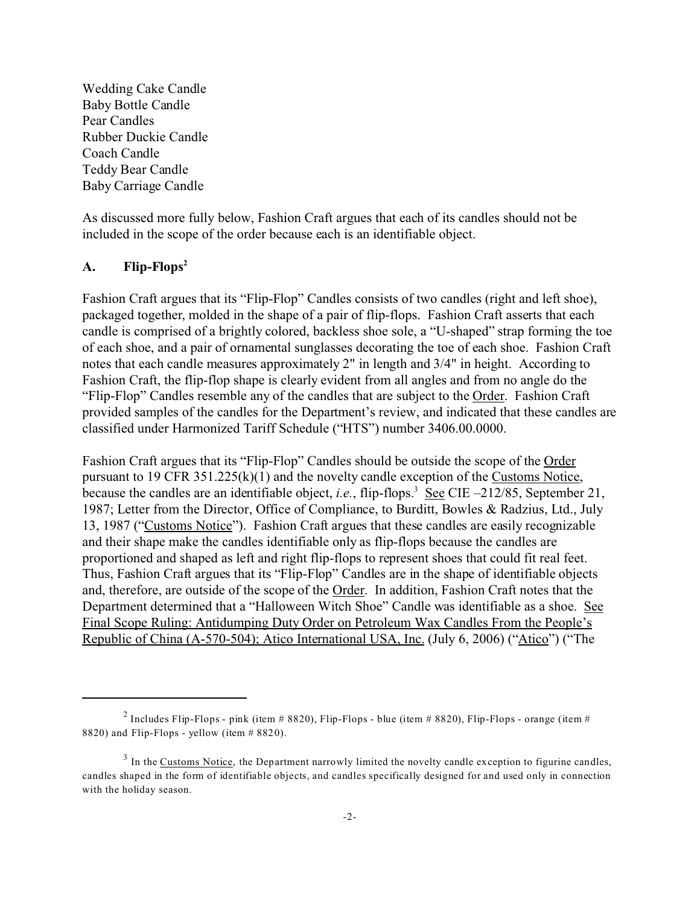Wedding Cake Candle
Baby Bottle Candle
Pear Candles
Rubber Duckie Candle
Coach Candle
Teddy Bear Candle
Baby Carriage Candle

As discussed more fully below, Fashion Craft argues that each of its candles should not be included in the scope of the order because each is an identifiable object.

### A. Flip-Flops[2]

Fashion Craft argues that its "Flip-Flop" Candles consists of two candles (right and left shoe), packaged together, molded in the shape of a pair of flip-flops. Fashion Craft asserts that each candle is comprised of a brightly colored, backless shoe sole, a "U-shaped" strap forming the toe of each shoe, and a pair of ornamental sunglasses decorating the toe of each shoe. Fashion Craft notes that each candle measures approximately 2" in length and 3/4" in height. According to Fashion Craft, the flip-flop shape is clearly evident from all angles and from no angle do the "Flip-Flop" Candles resemble any of the candles that are subject to the Order. Fashion Craft provided samples of the candles for the Department's review, and indicated that these candles are classified under Harmonized Tariff Schedule ("HTS") number 3406.00.0000.

Fashion Craft argues that its "Flip-Flop" Candles should be outside the scope of the Order pursuant to 19 CFR 351.225(k)(1) and the novelty candle exception of the Customs Notice, because the candles are an identifiable object, *i.e.*, flip-flops.[3] See CIE –212/85, September 21, 1987; Letter from the Director, Office of Compliance, to Burditt, Bowles & Radzius, Ltd., July 13, 1987 ("Customs Notice"). Fashion Craft argues that these candles are easily recognizable and their shape make the candles identifiable only as flip-flops because the candles are proportioned and shaped as left and right flip-flops to represent shoes that could fit real feet. Thus, Fashion Craft argues that its "Flip-Flop" Candles are in the shape of identifiable objects and, therefore, are outside of the scope of the Order. In addition, Fashion Craft notes that the Department determined that a "Halloween Witch Shoe" Candle was identifiable as a shoe. See Final Scope Ruling: Antidumping Duty Order on Petroleum Wax Candles From the People's Republic of China (A-570-504); Atico International USA, Inc. (July 6, 2006) ("Atico") ("The

---

[2] Includes Flip-Flops - pink (item # 8820), Flip-Flops - blue (item # 8820), Flip-Flops - orange (item # 8820) and Flip-Flops - yellow (item # 8820).

[3] In the Customs Notice, the Department narrowly limited the novelty candle exception to figurine candles, candles shaped in the form of identifiable objects, and candles specifically designed for and used only in connection with the holiday season.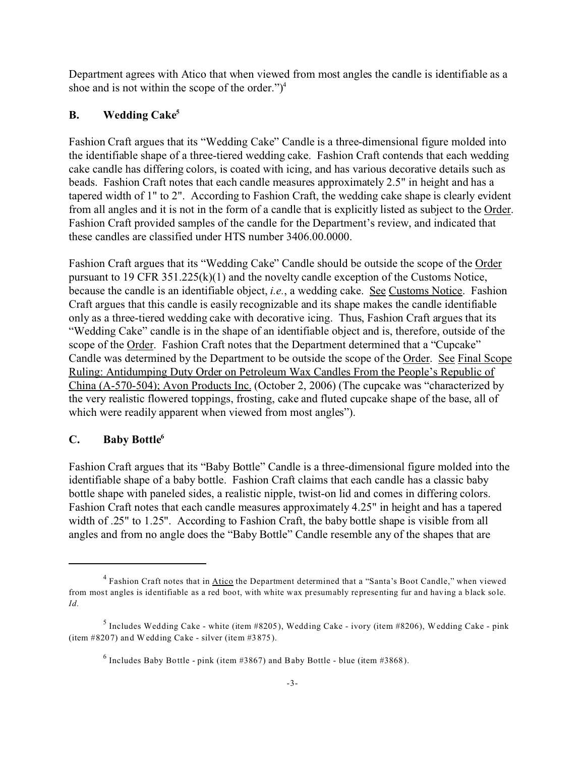Department agrees with Atico that when viewed from most angles the candle is identifiable as a shoe and is not within the scope of the order.")[4]

### B. Wedding Cake[5]

Fashion Craft argues that its "Wedding Cake" Candle is a three-dimensional figure molded into the identifiable shape of a three-tiered wedding cake. Fashion Craft contends that each wedding cake candle has differing colors, is coated with icing, and has various decorative details such as beads. Fashion Craft notes that each candle measures approximately 2.5" in height and has a tapered width of 1" to 2". According to Fashion Craft, the wedding cake shape is clearly evident from all angles and it is not in the form of a candle that is explicitly listed as subject to the Order. Fashion Craft provided samples of the candle for the Department's review, and indicated that these candles are classified under HTS number 3406.00.0000.

Fashion Craft argues that its "Wedding Cake" Candle should be outside the scope of the Order pursuant to 19 CFR 351.225(k)(1) and the novelty candle exception of the Customs Notice, because the candle is an identifiable object, *i.e.*, a wedding cake. See Customs Notice. Fashion Craft argues that this candle is easily recognizable and its shape makes the candle identifiable only as a three-tiered wedding cake with decorative icing. Thus, Fashion Craft argues that its "Wedding Cake" candle is in the shape of an identifiable object and is, therefore, outside of the scope of the Order. Fashion Craft notes that the Department determined that a "Cupcake" Candle was determined by the Department to be outside the scope of the Order. See Final Scope Ruling: Antidumping Duty Order on Petroleum Wax Candles From the People's Republic of China (A-570-504); Avon Products Inc. (October 2, 2006) (The cupcake was "characterized by the very realistic flowered toppings, frosting, cake and fluted cupcake shape of the base, all of which were readily apparent when viewed from most angles").

### C. Baby Bottle[6]

Fashion Craft argues that its "Baby Bottle" Candle is a three-dimensional figure molded into the identifiable shape of a baby bottle. Fashion Craft claims that each candle has a classic baby bottle shape with paneled sides, a realistic nipple, twist-on lid and comes in differing colors. Fashion Craft notes that each candle measures approximately 4.25" in height and has a tapered width of .25" to 1.25". According to Fashion Craft, the baby bottle shape is visible from all angles and from no angle does the "Baby Bottle" Candle resemble any of the shapes that are

---

[4] Fashion Craft notes that in Atico the Department determined that a "Santa's Boot Candle," when viewed from most angles is identifiable as a red boot, with white wax presumably representing fur and having a black sole. *Id.*

[5] Includes Wedding Cake - white (item #8205), Wedding Cake - ivory (item #8206), Wedding Cake - pink (item #8207) and Wedding Cake - silver (item #3875).

[6] Includes Baby Bottle - pink (item #3867) and Baby Bottle - blue (item #3868).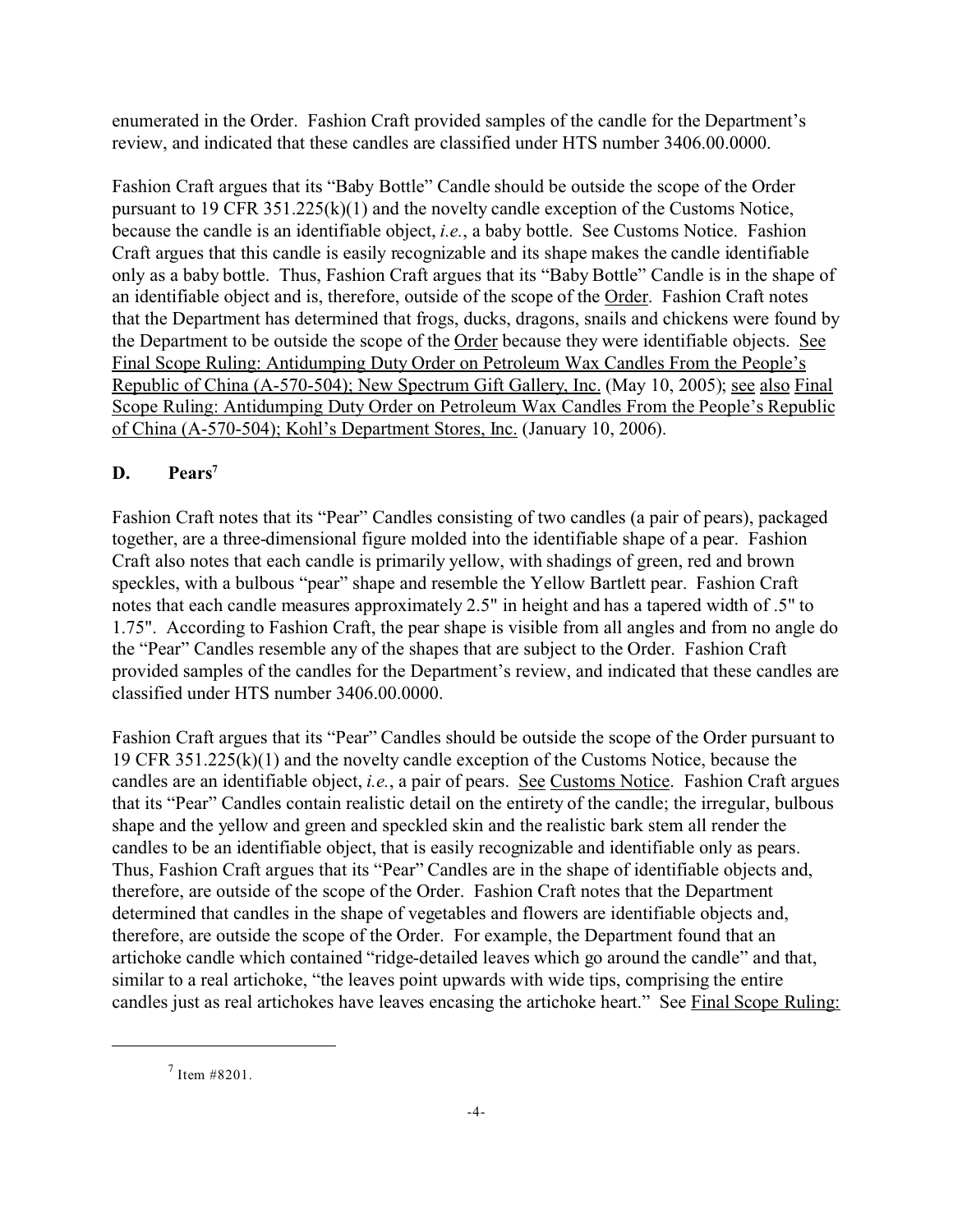enumerated in the Order. Fashion Craft provided samples of the candle for the Department's review, and indicated that these candles are classified under HTS number 3406.00.0000.

Fashion Craft argues that its "Baby Bottle" Candle should be outside the scope of the Order pursuant to 19 CFR 351.225(k)(1) and the novelty candle exception of the Customs Notice, because the candle is an identifiable object, *i.e.*, a baby bottle. See Customs Notice. Fashion Craft argues that this candle is easily recognizable and its shape makes the candle identifiable only as a baby bottle. Thus, Fashion Craft argues that its "Baby Bottle" Candle is in the shape of an identifiable object and is, therefore, outside of the scope of the Order. Fashion Craft notes that the Department has determined that frogs, ducks, dragons, snails and chickens were found by the Department to be outside the scope of the Order because they were identifiable objects. See Final Scope Ruling: Antidumping Duty Order on Petroleum Wax Candles From the People's Republic of China (A-570-504); New Spectrum Gift Gallery, Inc. (May 10, 2005); see also Final Scope Ruling: Antidumping Duty Order on Petroleum Wax Candles From the People's Republic of China (A-570-504); Kohl's Department Stores, Inc. (January 10, 2006).

## D. Pears[7]

Fashion Craft notes that its "Pear" Candles consisting of two candles (a pair of pears), packaged together, are a three-dimensional figure molded into the identifiable shape of a pear. Fashion Craft also notes that each candle is primarily yellow, with shadings of green, red and brown speckles, with a bulbous "pear" shape and resemble the Yellow Bartlett pear. Fashion Craft notes that each candle measures approximately 2.5" in height and has a tapered width of .5" to 1.75". According to Fashion Craft, the pear shape is visible from all angles and from no angle do the "Pear" Candles resemble any of the shapes that are subject to the Order. Fashion Craft provided samples of the candles for the Department's review, and indicated that these candles are classified under HTS number 3406.00.0000.

Fashion Craft argues that its "Pear" Candles should be outside the scope of the Order pursuant to 19 CFR 351.225(k)(1) and the novelty candle exception of the Customs Notice, because the candles are an identifiable object, *i.e.*, a pair of pears. See Customs Notice. Fashion Craft argues that its "Pear" Candles contain realistic detail on the entirety of the candle; the irregular, bulbous shape and the yellow and green and speckled skin and the realistic bark stem all render the candles to be an identifiable object, that is easily recognizable and identifiable only as pears. Thus, Fashion Craft argues that its "Pear" Candles are in the shape of identifiable objects and, therefore, are outside of the scope of the Order. Fashion Craft notes that the Department determined that candles in the shape of vegetables and flowers are identifiable objects and, therefore, are outside the scope of the Order. For example, the Department found that an artichoke candle which contained "ridge-detailed leaves which go around the candle" and that, similar to a real artichoke, "the leaves point upwards with wide tips, comprising the entire candles just as real artichokes have leaves encasing the artichoke heart." See Final Scope Ruling:

[7] Item #8201.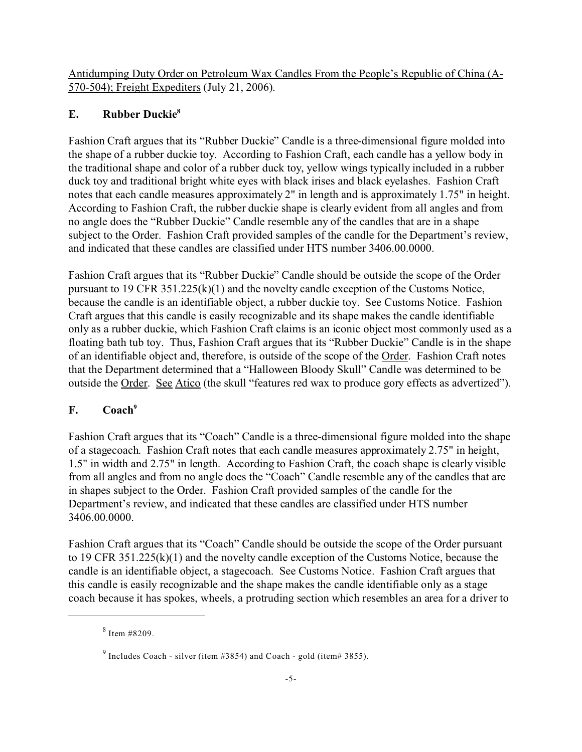Antidumping Duty Order on Petroleum Wax Candles From the People's Republic of China (A-570-504); Freight Expediters (July 21, 2006).

## E. Rubber Duckie[8]

Fashion Craft argues that its "Rubber Duckie" Candle is a three-dimensional figure molded into the shape of a rubber duckie toy. According to Fashion Craft, each candle has a yellow body in the traditional shape and color of a rubber duck toy, yellow wings typically included in a rubber duck toy and traditional bright white eyes with black irises and black eyelashes. Fashion Craft notes that each candle measures approximately 2" in length and is approximately 1.75" in height. According to Fashion Craft, the rubber duckie shape is clearly evident from all angles and from no angle does the "Rubber Duckie" Candle resemble any of the candles that are in a shape subject to the Order. Fashion Craft provided samples of the candle for the Department's review, and indicated that these candles are classified under HTS number 3406.00.0000.

Fashion Craft argues that its "Rubber Duckie" Candle should be outside the scope of the Order pursuant to 19 CFR 351.225(k)(1) and the novelty candle exception of the Customs Notice, because the candle is an identifiable object, a rubber duckie toy. See Customs Notice. Fashion Craft argues that this candle is easily recognizable and its shape makes the candle identifiable only as a rubber duckie, which Fashion Craft claims is an iconic object most commonly used as a floating bath tub toy. Thus, Fashion Craft argues that its "Rubber Duckie" Candle is in the shape of an identifiable object and, therefore, is outside of the scope of the Order. Fashion Craft notes that the Department determined that a "Halloween Bloody Skull" Candle was determined to be outside the Order. See Atico (the skull "features red wax to produce gory effects as advertized").

## F. Coach[9]

Fashion Craft argues that its "Coach" Candle is a three-dimensional figure molded into the shape of a stagecoach. Fashion Craft notes that each candle measures approximately 2.75" in height, 1.5" in width and 2.75" in length. According to Fashion Craft, the coach shape is clearly visible from all angles and from no angle does the "Coach" Candle resemble any of the candles that are in shapes subject to the Order. Fashion Craft provided samples of the candle for the Department's review, and indicated that these candles are classified under HTS number 3406.00.0000.

Fashion Craft argues that its "Coach" Candle should be outside the scope of the Order pursuant to 19 CFR 351.225(k)(1) and the novelty candle exception of the Customs Notice, because the candle is an identifiable object, a stagecoach. See Customs Notice. Fashion Craft argues that this candle is easily recognizable and the shape makes the candle identifiable only as a stage coach because it has spokes, wheels, a protruding section which resembles an area for a driver to

---

[8] Item #8209.

[9] Includes Coach - silver (item #3854) and Coach - gold (item# 3855).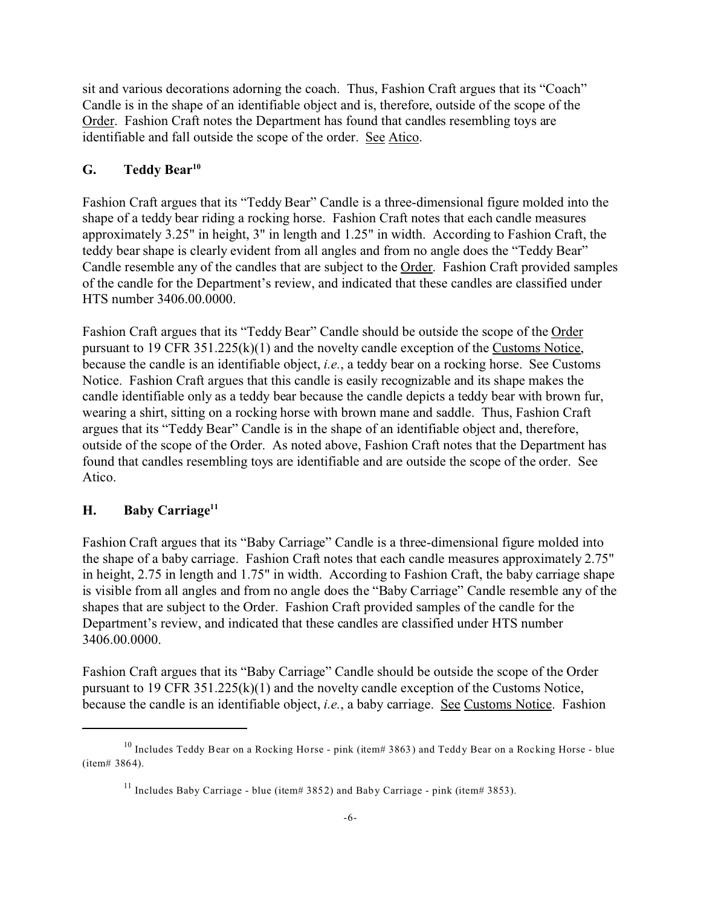sit and various decorations adorning the coach. Thus, Fashion Craft argues that its "Coach" Candle is in the shape of an identifiable object and is, therefore, outside of the scope of the Order. Fashion Craft notes the Department has found that candles resembling toys are identifiable and fall outside the scope of the order. See Atico.

### G. Teddy Bear[10]

Fashion Craft argues that its "Teddy Bear" Candle is a three-dimensional figure molded into the shape of a teddy bear riding a rocking horse. Fashion Craft notes that each candle measures approximately 3.25" in height, 3" in length and 1.25" in width. According to Fashion Craft, the teddy bear shape is clearly evident from all angles and from no angle does the "Teddy Bear" Candle resemble any of the candles that are subject to the Order. Fashion Craft provided samples of the candle for the Department's review, and indicated that these candles are classified under HTS number 3406.00.0000.

Fashion Craft argues that its "Teddy Bear" Candle should be outside the scope of the Order pursuant to 19 CFR 351.225(k)(1) and the novelty candle exception of the Customs Notice, because the candle is an identifiable object, *i.e.*, a teddy bear on a rocking horse. See Customs Notice. Fashion Craft argues that this candle is easily recognizable and its shape makes the candle identifiable only as a teddy bear because the candle depicts a teddy bear with brown fur, wearing a shirt, sitting on a rocking horse with brown mane and saddle. Thus, Fashion Craft argues that its "Teddy Bear" Candle is in the shape of an identifiable object and, therefore, outside of the scope of the Order. As noted above, Fashion Craft notes that the Department has found that candles resembling toys are identifiable and are outside the scope of the order. See Atico.

### H. Baby Carriage[11]

Fashion Craft argues that its "Baby Carriage" Candle is a three-dimensional figure molded into the shape of a baby carriage. Fashion Craft notes that each candle measures approximately 2.75" in height, 2.75 in length and 1.75" in width. According to Fashion Craft, the baby carriage shape is visible from all angles and from no angle does the "Baby Carriage" Candle resemble any of the shapes that are subject to the Order. Fashion Craft provided samples of the candle for the Department's review, and indicated that these candles are classified under HTS number 3406.00.0000.

Fashion Craft argues that its "Baby Carriage" Candle should be outside the scope of the Order pursuant to 19 CFR 351.225(k)(1) and the novelty candle exception of the Customs Notice, because the candle is an identifiable object, *i.e.*, a baby carriage. See Customs Notice. Fashion

---

[10] Includes Teddy Bear on a Rocking Horse - pink (item# 3863) and Teddy Bear on a Rocking Horse - blue (item# 3864).

[11] Includes Baby Carriage - blue (item# 3852) and Baby Carriage - pink (item# 3853).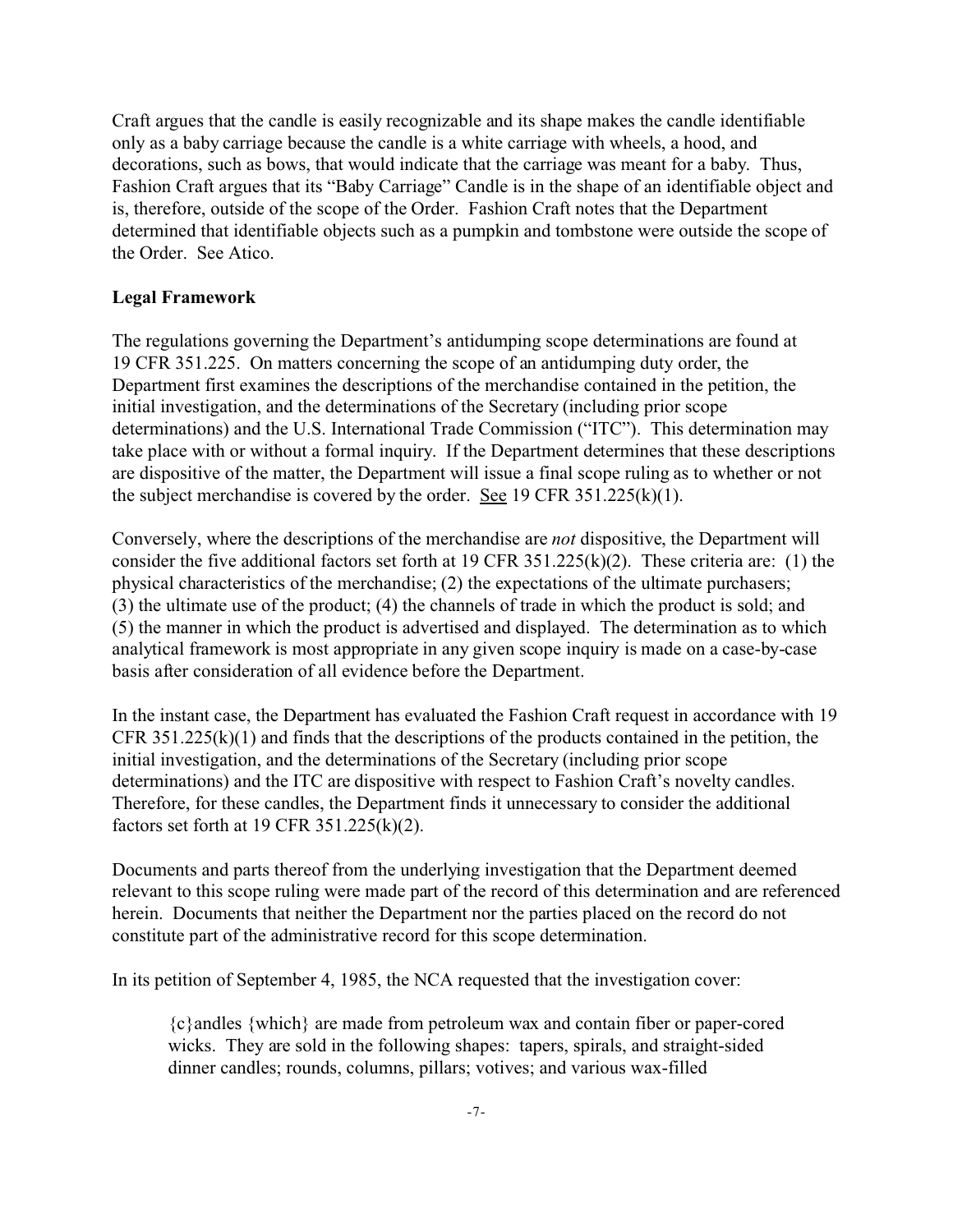Craft argues that the candle is easily recognizable and its shape makes the candle identifiable only as a baby carriage because the candle is a white carriage with wheels, a hood, and decorations, such as bows, that would indicate that the carriage was meant for a baby. Thus, Fashion Craft argues that its "Baby Carriage" Candle is in the shape of an identifiable object and is, therefore, outside of the scope of the Order. Fashion Craft notes that the Department determined that identifiable objects such as a pumpkin and tombstone were outside the scope of the Order. See Atico.

**Legal Framework**

The regulations governing the Department's antidumping scope determinations are found at 19 CFR 351.225. On matters concerning the scope of an antidumping duty order, the Department first examines the descriptions of the merchandise contained in the petition, the initial investigation, and the determinations of the Secretary (including prior scope determinations) and the U.S. International Trade Commission ("ITC"). This determination may take place with or without a formal inquiry. If the Department determines that these descriptions are dispositive of the matter, the Department will issue a final scope ruling as to whether or not the subject merchandise is covered by the order. See 19 CFR 351.225(k)(1).

Conversely, where the descriptions of the merchandise are *not* dispositive, the Department will consider the five additional factors set forth at 19 CFR 351.225(k)(2). These criteria are: (1) the physical characteristics of the merchandise; (2) the expectations of the ultimate purchasers; (3) the ultimate use of the product; (4) the channels of trade in which the product is sold; and (5) the manner in which the product is advertised and displayed. The determination as to which analytical framework is most appropriate in any given scope inquiry is made on a case-by-case basis after consideration of all evidence before the Department.

In the instant case, the Department has evaluated the Fashion Craft request in accordance with 19 CFR 351.225(k)(1) and finds that the descriptions of the products contained in the petition, the initial investigation, and the determinations of the Secretary (including prior scope determinations) and the ITC are dispositive with respect to Fashion Craft's novelty candles. Therefore, for these candles, the Department finds it unnecessary to consider the additional factors set forth at 19 CFR 351.225(k)(2).

Documents and parts thereof from the underlying investigation that the Department deemed relevant to this scope ruling were made part of the record of this determination and are referenced herein. Documents that neither the Department nor the parties placed on the record do not constitute part of the administrative record for this scope determination.

In its petition of September 4, 1985, the NCA requested that the investigation cover:

> {c}andles {which} are made from petroleum wax and contain fiber or paper-cored wicks. They are sold in the following shapes: tapers, spirals, and straight-sided dinner candles; rounds, columns, pillars; votives; and various wax-filled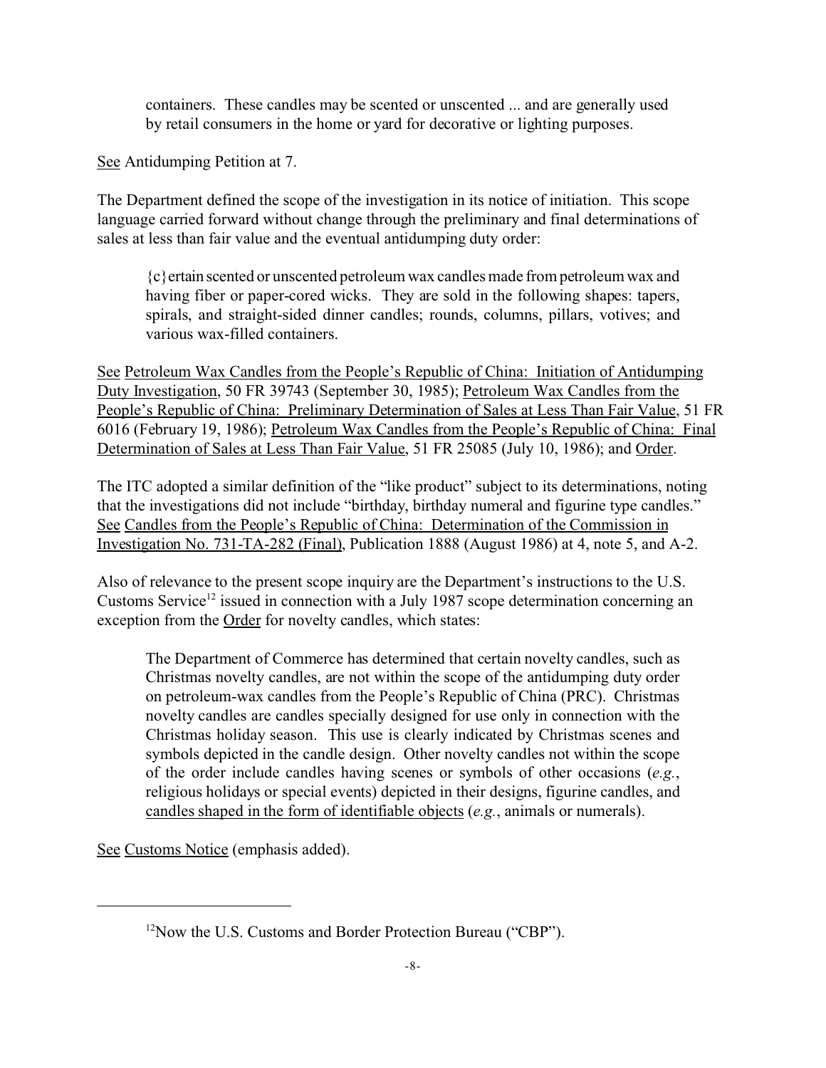> containers. These candles may be scented or unscented ... and are generally used by retail consumers in the home or yard for decorative or lighting purposes.

See Antidumping Petition at 7.

The Department defined the scope of the investigation in its notice of initiation. This scope language carried forward without change through the preliminary and final determinations of sales at less than fair value and the eventual antidumping duty order:

> {c}ertain scented or unscented petroleum wax candles made from petroleum wax and having fiber or paper-cored wicks. They are sold in the following shapes: tapers, spirals, and straight-sided dinner candles; rounds, columns, pillars, votives; and various wax-filled containers.

See Petroleum Wax Candles from the People's Republic of China: Initiation of Antidumping Duty Investigation, 50 FR 39743 (September 30, 1985); Petroleum Wax Candles from the People's Republic of China: Preliminary Determination of Sales at Less Than Fair Value, 51 FR 6016 (February 19, 1986); Petroleum Wax Candles from the People's Republic of China: Final Determination of Sales at Less Than Fair Value, 51 FR 25085 (July 10, 1986); and Order.

The ITC adopted a similar definition of the "like product" subject to its determinations, noting that the investigations did not include "birthday, birthday numeral and figurine type candles." See Candles from the People's Republic of China: Determination of the Commission in Investigation No. 731-TA-282 (Final), Publication 1888 (August 1986) at 4, note 5, and A-2.

Also of relevance to the present scope inquiry are the Department's instructions to the U.S. Customs Service[12] issued in connection with a July 1987 scope determination concerning an exception from the Order for novelty candles, which states:

> The Department of Commerce has determined that certain novelty candles, such as Christmas novelty candles, are not within the scope of the antidumping duty order on petroleum-wax candles from the People's Republic of China (PRC). Christmas novelty candles are candles specially designed for use only in connection with the Christmas holiday season. This use is clearly indicated by Christmas scenes and symbols depicted in the candle design. Other novelty candles not within the scope of the order include candles having scenes or symbols of other occasions (*e.g.*, religious holidays or special events) depicted in their designs, figurine candles, and candles shaped in the form of identifiable objects (*e.g.*, animals or numerals).

See Customs Notice (emphasis added).

---

[12] Now the U.S. Customs and Border Protection Bureau ("CBP").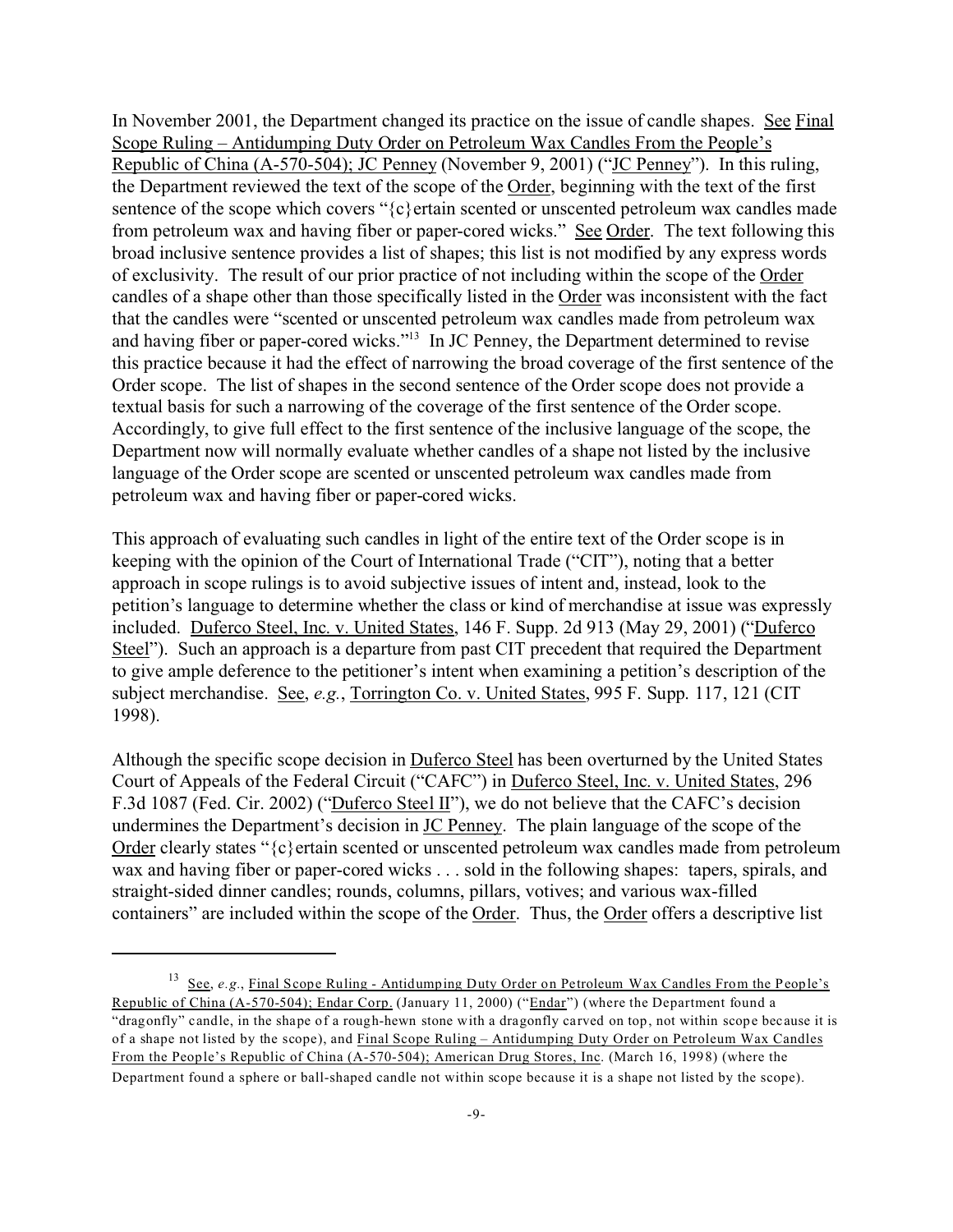In November 2001, the Department changed its practice on the issue of candle shapes. See Final Scope Ruling – Antidumping Duty Order on Petroleum Wax Candles From the People's Republic of China (A-570-504); JC Penney (November 9, 2001) ("JC Penney"). In this ruling, the Department reviewed the text of the scope of the Order, beginning with the text of the first sentence of the scope which covers "{c}ertain scented or unscented petroleum wax candles made from petroleum wax and having fiber or paper-cored wicks." See Order. The text following this broad inclusive sentence provides a list of shapes; this list is not modified by any express words of exclusivity. The result of our prior practice of not including within the scope of the Order candles of a shape other than those specifically listed in the Order was inconsistent with the fact that the candles were "scented or unscented petroleum wax candles made from petroleum wax and having fiber or paper-cored wicks."[13] In JC Penney, the Department determined to revise this practice because it had the effect of narrowing the broad coverage of the first sentence of the Order scope. The list of shapes in the second sentence of the Order scope does not provide a textual basis for such a narrowing of the coverage of the first sentence of the Order scope. Accordingly, to give full effect to the first sentence of the inclusive language of the scope, the Department now will normally evaluate whether candles of a shape not listed by the inclusive language of the Order scope are scented or unscented petroleum wax candles made from petroleum wax and having fiber or paper-cored wicks.

This approach of evaluating such candles in light of the entire text of the Order scope is in keeping with the opinion of the Court of International Trade ("CIT"), noting that a better approach in scope rulings is to avoid subjective issues of intent and, instead, look to the petition's language to determine whether the class or kind of merchandise at issue was expressly included. Duferco Steel, Inc. v. United States, 146 F. Supp. 2d 913 (May 29, 2001) ("Duferco Steel"). Such an approach is a departure from past CIT precedent that required the Department to give ample deference to the petitioner's intent when examining a petition's description of the subject merchandise. See, *e.g.*, Torrington Co. v. United States, 995 F. Supp. 117, 121 (CIT 1998).

Although the specific scope decision in Duferco Steel has been overturned by the United States Court of Appeals of the Federal Circuit ("CAFC") in Duferco Steel, Inc. v. United States, 296 F.3d 1087 (Fed. Cir. 2002) ("Duferco Steel II"), we do not believe that the CAFC's decision undermines the Department's decision in JC Penney. The plain language of the scope of the Order clearly states "{c}ertain scented or unscented petroleum wax candles made from petroleum wax and having fiber or paper-cored wicks . . . sold in the following shapes: tapers, spirals, and straight-sided dinner candles; rounds, columns, pillars, votives; and various wax-filled containers" are included within the scope of the Order. Thus, the Order offers a descriptive list

---

[13] See, *e.g.*, Final Scope Ruling - Antidumping Duty Order on Petroleum Wax Candles From the People's Republic of China (A-570-504); Endar Corp. (January 11, 2000) ("Endar") (where the Department found a "dragonfly" candle, in the shape of a rough-hewn stone with a dragonfly carved on top, not within scope because it is of a shape not listed by the scope), and Final Scope Ruling – Antidumping Duty Order on Petroleum Wax Candles From the People's Republic of China (A-570-504); American Drug Stores, Inc. (March 16, 1998) (where the Department found a sphere or ball-shaped candle not within scope because it is a shape not listed by the scope).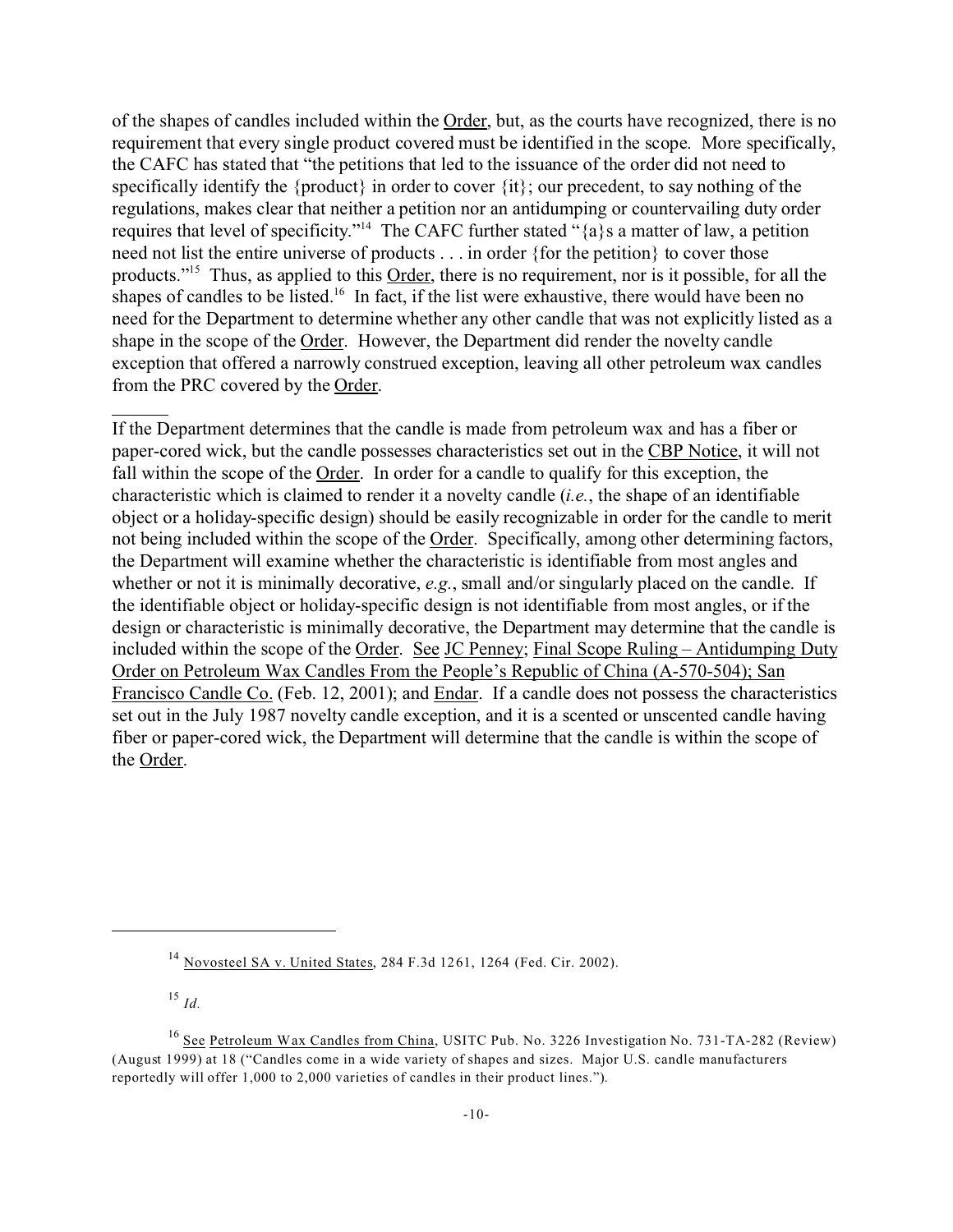of the shapes of candles included within the Order, but, as the courts have recognized, there is no requirement that every single product covered must be identified in the scope. More specifically, the CAFC has stated that "the petitions that led to the issuance of the order did not need to specifically identify the {product} in order to cover {it}; our precedent, to say nothing of the regulations, makes clear that neither a petition nor an antidumping or countervailing duty order requires that level of specificity."[14] The CAFC further stated "{a}s a matter of law, a petition need not list the entire universe of products . . . in order {for the petition} to cover those products."[15] Thus, as applied to this Order, there is no requirement, nor is it possible, for all the shapes of candles to be listed.[16] In fact, if the list were exhaustive, there would have been no need for the Department to determine whether any other candle that was not explicitly listed as a shape in the scope of the Order. However, the Department did render the novelty candle exception that offered a narrowly construed exception, leaving all other petroleum wax candles from the PRC covered by the Order.

---

If the Department determines that the candle is made from petroleum wax and has a fiber or paper-cored wick, but the candle possesses characteristics set out in the CBP Notice, it will not fall within the scope of the Order. In order for a candle to qualify for this exception, the characteristic which is claimed to render it a novelty candle (*i.e.*, the shape of an identifiable object or a holiday-specific design) should be easily recognizable in order for the candle to merit not being included within the scope of the Order. Specifically, among other determining factors, the Department will examine whether the characteristic is identifiable from most angles and whether or not it is minimally decorative, *e.g.*, small and/or singularly placed on the candle. If the identifiable object or holiday-specific design is not identifiable from most angles, or if the design or characteristic is minimally decorative, the Department may determine that the candle is included within the scope of the Order. See JC Penney; Final Scope Ruling – Antidumping Duty Order on Petroleum Wax Candles From the People's Republic of China (A-570-504); San Francisco Candle Co. (Feb. 12, 2001); and Endar. If a candle does not possess the characteristics set out in the July 1987 novelty candle exception, and it is a scented or unscented candle having fiber or paper-cored wick, the Department will determine that the candle is within the scope of the Order.

---

[14] Novosteel SA v. United States, 284 F.3d 1261, 1264 (Fed. Cir. 2002).

[15] *Id.*

[16] See Petroleum Wax Candles from China, USITC Pub. No. 3226 Investigation No. 731-TA-282 (Review) (August 1999) at 18 ("Candles come in a wide variety of shapes and sizes. Major U.S. candle manufacturers reportedly will offer 1,000 to 2,000 varieties of candles in their product lines.").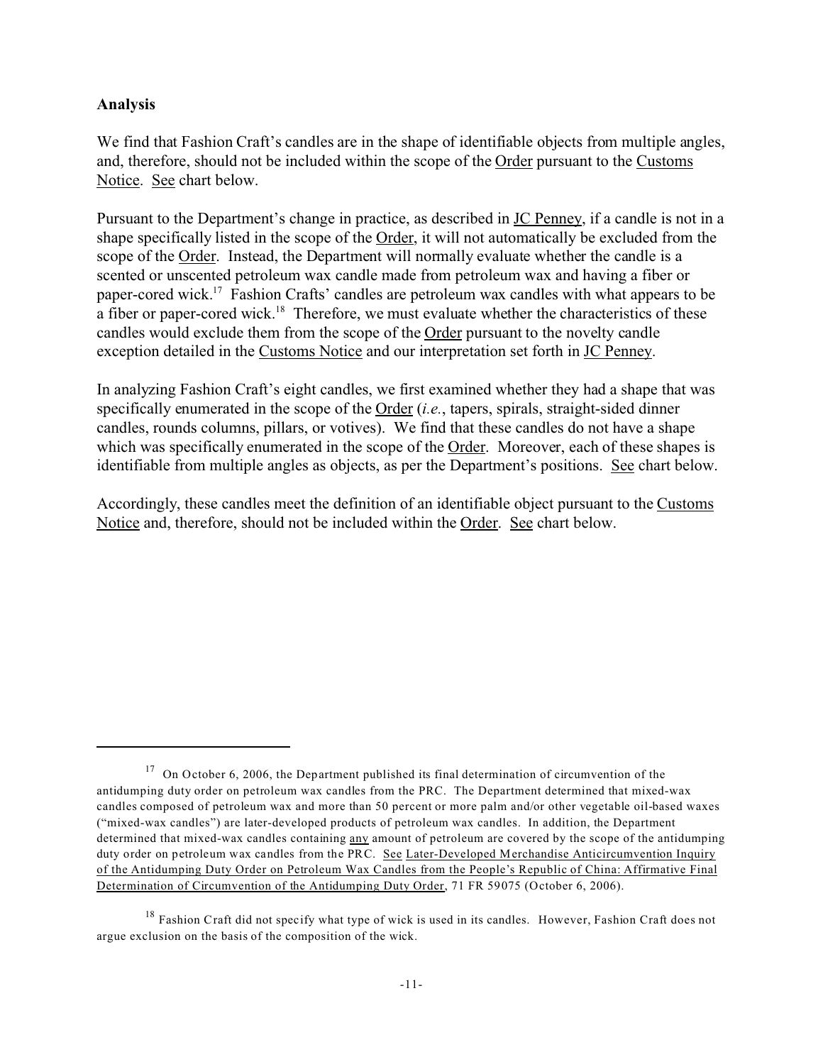**Analysis**

We find that Fashion Craft's candles are in the shape of identifiable objects from multiple angles, and, therefore, should not be included within the scope of the Order pursuant to the Customs Notice. See chart below.

Pursuant to the Department's change in practice, as described in JC Penney, if a candle is not in a shape specifically listed in the scope of the Order, it will not automatically be excluded from the scope of the Order. Instead, the Department will normally evaluate whether the candle is a scented or unscented petroleum wax candle made from petroleum wax and having a fiber or paper-cored wick.[17] Fashion Crafts' candles are petroleum wax candles with what appears to be a fiber or paper-cored wick.[18] Therefore, we must evaluate whether the characteristics of these candles would exclude them from the scope of the Order pursuant to the novelty candle exception detailed in the Customs Notice and our interpretation set forth in JC Penney.

In analyzing Fashion Craft's eight candles, we first examined whether they had a shape that was specifically enumerated in the scope of the Order (*i.e.*, tapers, spirals, straight-sided dinner candles, rounds columns, pillars, or votives). We find that these candles do not have a shape which was specifically enumerated in the scope of the Order. Moreover, each of these shapes is identifiable from multiple angles as objects, as per the Department's positions. See chart below.

Accordingly, these candles meet the definition of an identifiable object pursuant to the Customs Notice and, therefore, should not be included within the Order. See chart below.

---

[17] On October 6, 2006, the Department published its final determination of circumvention of the antidumping duty order on petroleum wax candles from the PRC. The Department determined that mixed-wax candles composed of petroleum wax and more than 50 percent or more palm and/or other vegetable oil-based waxes ("mixed-wax candles") are later-developed products of petroleum wax candles. In addition, the Department determined that mixed-wax candles containing any amount of petroleum are covered by the scope of the antidumping duty order on petroleum wax candles from the PRC. See Later-Developed Merchandise Anticircumvention Inquiry of the Antidumping Duty Order on Petroleum Wax Candles from the People's Republic of China: Affirmative Final Determination of Circumvention of the Antidumping Duty Order, 71 FR 59075 (October 6, 2006).

[18] Fashion Craft did not specify what type of wick is used in its candles. However, Fashion Craft does not argue exclusion on the basis of the composition of the wick.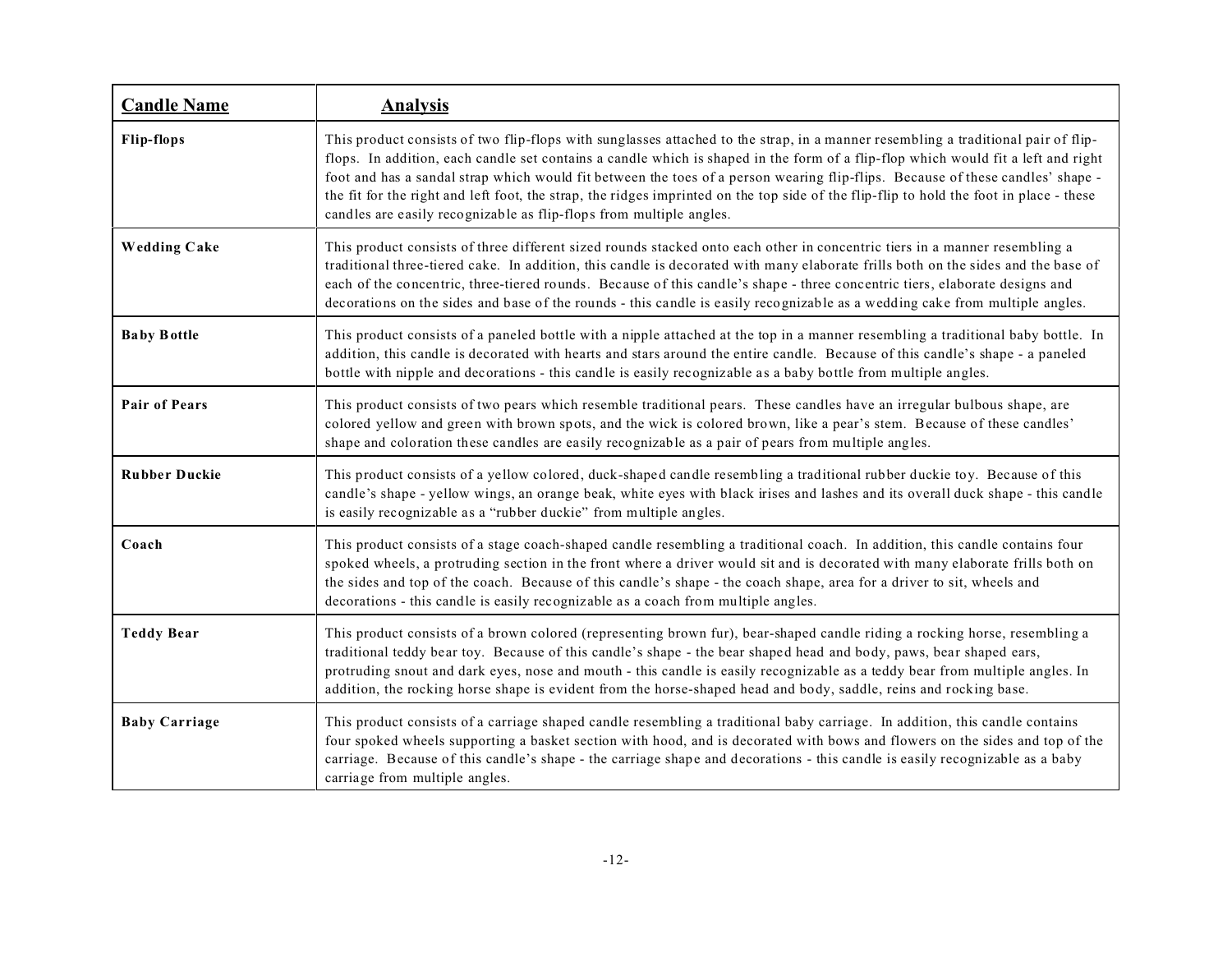| **Candle Name** | **Analysis** |
|---|---|
| **Flip-flops** | This product consists of two flip-flops with sunglasses attached to the strap, in a manner resembling a traditional pair of flip-flops. In addition, each candle set contains a candle which is shaped in the form of a flip-flop which would fit a left and right foot and has a sandal strap which would fit between the toes of a person wearing flip-flips. Because of these candles' shape - the fit for the right and left foot, the strap, the ridges imprinted on the top side of the flip-flip to hold the foot in place - these candles are easily recognizable as flip-flops from multiple angles. |
| **Wedding Cake** | This product consists of three different sized rounds stacked onto each other in concentric tiers in a manner resembling a traditional three-tiered cake. In addition, this candle is decorated with many elaborate frills both on the sides and the base of each of the concentric, three-tiered rounds. Because of this candle's shape - three concentric tiers, elaborate designs and decorations on the sides and base of the rounds - this candle is easily recognizable as a wedding cake from multiple angles. |
| **Baby Bottle** | This product consists of a paneled bottle with a nipple attached at the top in a manner resembling a traditional baby bottle. In addition, this candle is decorated with hearts and stars around the entire candle. Because of this candle's shape - a paneled bottle with nipple and decorations - this candle is easily recognizable as a baby bottle from multiple angles. |
| **Pair of Pears** | This product consists of two pears which resemble traditional pears. These candles have an irregular bulbous shape, are colored yellow and green with brown spots, and the wick is colored brown, like a pear's stem. Because of these candles' shape and coloration these candles are easily recognizable as a pair of pears from multiple angles. |
| **Rubber Duckie** | This product consists of a yellow colored, duck-shaped candle resembling a traditional rubber duckie toy. Because of this candle's shape - yellow wings, an orange beak, white eyes with black irises and lashes and its overall duck shape - this candle is easily recognizable as a "rubber duckie" from multiple angles. |
| **Coach** | This product consists of a stage coach-shaped candle resembling a traditional coach. In addition, this candle contains four spoked wheels, a protruding section in the front where a driver would sit and is decorated with many elaborate frills both on the sides and top of the coach. Because of this candle's shape - the coach shape, area for a driver to sit, wheels and decorations - this candle is easily recognizable as a coach from multiple angles. |
| **Teddy Bear** | This product consists of a brown colored (representing brown fur), bear-shaped candle riding a rocking horse, resembling a traditional teddy bear toy. Because of this candle's shape - the bear shaped head and body, paws, bear shaped ears, protruding snout and dark eyes, nose and mouth - this candle is easily recognizable as a teddy bear from multiple angles. In addition, the rocking horse shape is evident from the horse-shaped head and body, saddle, reins and rocking base. |
| **Baby Carriage** | This product consists of a carriage shaped candle resembling a traditional baby carriage. In addition, this candle contains four spoked wheels supporting a basket section with hood, and is decorated with bows and flowers on the sides and top of the carriage. Because of this candle's shape - the carriage shape and decorations - this candle is easily recognizable as a baby carriage from multiple angles. |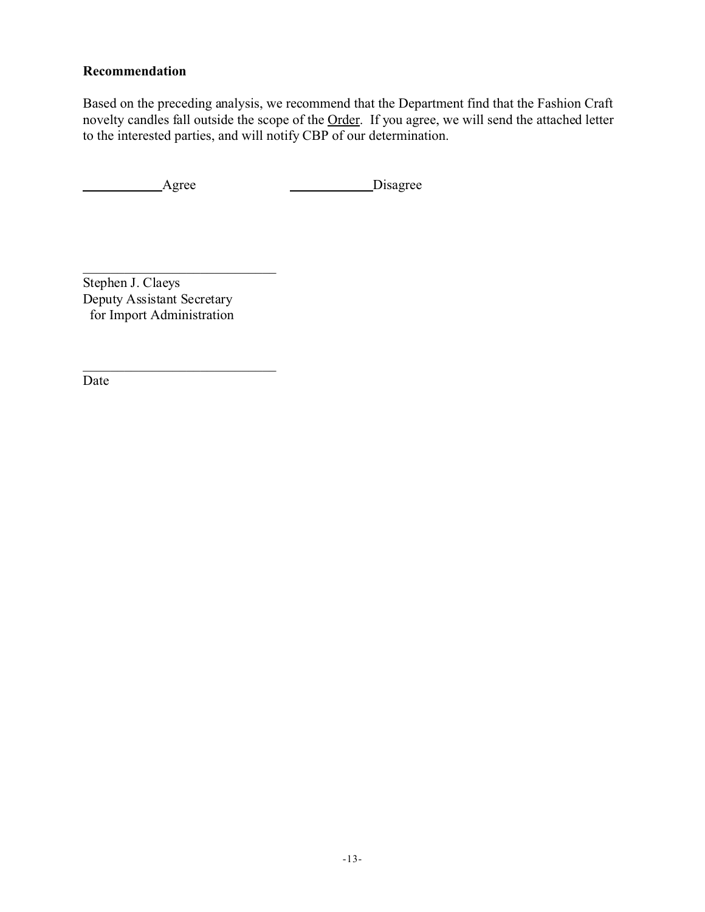## Recommendation

Based on the preceding analysis, we recommend that the Department find that the Fashion Craft novelty candles fall outside the scope of the Order. If you agree, we will send the attached letter to the interested parties, and will notify CBP of our determination.

\_\_\_\_\_\_\_\_\_\_\_\_ Agree &nbsp;&nbsp;&nbsp;&nbsp;&nbsp;&nbsp;&nbsp;&nbsp;&nbsp;&nbsp;&nbsp;&nbsp; \_\_\_\_\_\_\_\_\_\_\_\_ Disagree

\_\_\_\_\_\_\_\_\_\_\_\_\_\_\_\_\_\_\_\_\_\_\_\_\_\_\_\_\_\_

Stephen J. Claeys
Deputy Assistant Secretary
for Import Administration

\_\_\_\_\_\_\_\_\_\_\_\_\_\_\_\_\_\_\_\_\_\_\_\_\_\_\_\_\_\_

Date